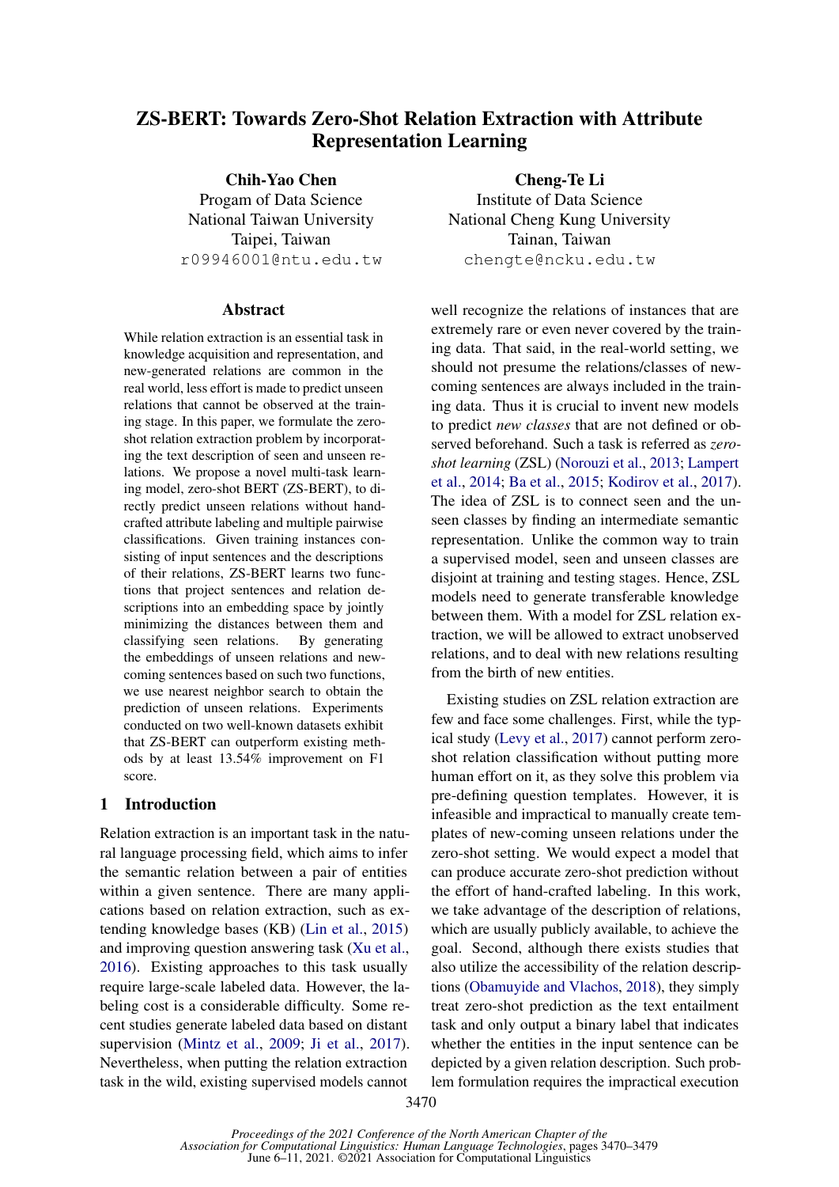# ZS-BERT: Towards Zero-Shot Relation Extraction with Attribute Representation Learning

**Chih-Yao Chen**
Progam of Data Science
National Taiwan University
Taipei, Taiwan
r09946001@ntu.edu.tw

**Cheng-Te Li**
Institute of Data Science
National Cheng Kung University
Tainan, Taiwan
chengte@ncku.edu.tw

## Abstract

While relation extraction is an essential task in knowledge acquisition and representation, and new-generated relations are common in the real world, less effort is made to predict unseen relations that cannot be observed at the training stage. In this paper, we formulate the zero-shot relation extraction problem by incorporating the text description of seen and unseen relations. We propose a novel multi-task learning model, zero-shot BERT (ZS-BERT), to directly predict unseen relations without handcrafted attribute labeling and multiple pairwise classifications. Given training instances consisting of input sentences and the descriptions of their relations, ZS-BERT learns two functions that project sentences and relation descriptions into an embedding space by jointly minimizing the distances between them and classifying seen relations. By generating the embeddings of unseen relations and new-coming sentences based on such two functions, we use nearest neighbor search to obtain the prediction of unseen relations. Experiments conducted on two well-known datasets exhibit that ZS-BERT can outperform existing methods by at least 13.54% improvement on F1 score.

## 1 Introduction

Relation extraction is an important task in the natural language processing field, which aims to infer the semantic relation between a pair of entities within a given sentence. There are many applications based on relation extraction, such as extending knowledge bases (KB) (Lin et al., 2015) and improving question answering task (Xu et al., 2016). Existing approaches to this task usually require large-scale labeled data. However, the labeling cost is a considerable difficulty. Some recent studies generate labeled data based on distant supervision (Mintz et al., 2009; Ji et al., 2017). Nevertheless, when putting the relation extraction task in the wild, existing supervised models cannot well recognize the relations of instances that are extremely rare or even never covered by the training data. That said, in the real-world setting, we should not presume the relations/classes of new-coming sentences are always included in the training data. Thus it is crucial to invent new models to predict *new classes* that are not defined or observed beforehand. Such a task is referred as *zero-shot learning* (ZSL) (Norouzi et al., 2013; Lampert et al., 2014; Ba et al., 2015; Kodirov et al., 2017). The idea of ZSL is to connect seen and the unseen classes by finding an intermediate semantic representation. Unlike the common way to train a supervised model, seen and unseen classes are disjoint at training and testing stages. Hence, ZSL models need to generate transferable knowledge between them. With a model for ZSL relation extraction, we will be allowed to extract unobserved relations, and to deal with new relations resulting from the birth of new entities.

Existing studies on ZSL relation extraction are few and face some challenges. First, while the typical study (Levy et al., 2017) cannot perform zero-shot relation classification without putting more human effort on it, as they solve this problem via pre-defining question templates. However, it is infeasible and impractical to manually create templates of new-coming unseen relations under the zero-shot setting. We would expect a model that can produce accurate zero-shot prediction without the effort of hand-crafted labeling. In this work, we take advantage of the description of relations, which are usually publicly available, to achieve the goal. Second, although there exists studies that also utilize the accessibility of the relation descriptions (Obamuyide and Vlachos, 2018), they simply treat zero-shot prediction as the text entailment task and only output a binary label that indicates whether the entities in the input sentence can be depicted by a given relation description. Such problem formulation requires the impractical execution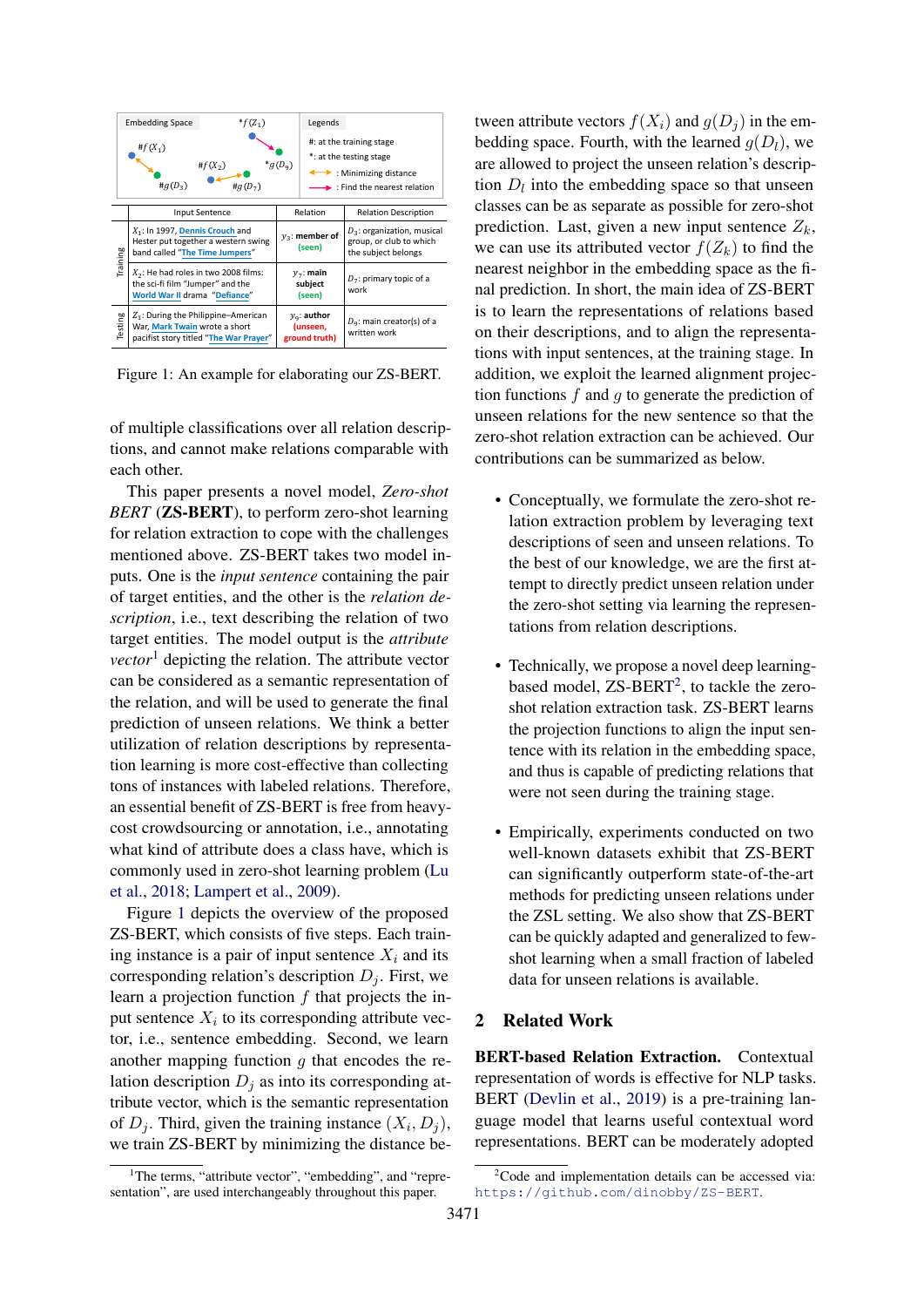| | Input Sentence | Relation | Relation Description |
|---|---|---|---|
| Training | $X_1$: In 1997, Dennis Crouch and Hester put together a western swing band called "The Time Jumpers" | $y_3$: member of (seen) | $D_3$: organization, musical group, or club to which the subject belongs |
| Training | $X_2$: He had roles in two 2008 films: the sci-fi film "Jumper" and the World War II drama "Defiance" | $y_7$: main subject (seen) | $D_7$: primary topic of a work |
| Testing | $Z_1$: During the Philippine–American War, Mark Twain wrote a short pacifist story titled "The War Prayer" | $y_9$: author (unseen, ground truth) | $D_9$: main creator(s) of a written work |

Figure 1: An example for elaborating our ZS-BERT.

of multiple classifications over all relation descriptions, and cannot make relations comparable with each other.

This paper presents a novel model, *Zero-shot BERT* (**ZS-BERT**), to perform zero-shot learning for relation extraction to cope with the challenges mentioned above. ZS-BERT takes two model inputs. One is the *input sentence* containing the pair of target entities, and the other is the *relation description*, i.e., text describing the relation of two target entities. The model output is the *attribute vector*[1] depicting the relation. The attribute vector can be considered as a semantic representation of the relation, and will be used to generate the final prediction of unseen relations. We think a better utilization of relation descriptions by representation learning is more cost-effective than collecting tons of instances with labeled relations. Therefore, an essential benefit of ZS-BERT is free from heavy-cost crowdsourcing or annotation, i.e., annotating what kind of attribute does a class have, which is commonly used in zero-shot learning problem (Lu et al., 2018; Lampert et al., 2009).

Figure 1 depicts the overview of the proposed ZS-BERT, which consists of five steps. Each training instance is a pair of input sentence $X_i$ and its corresponding relation's description $D_j$. First, we learn a projection function $f$ that projects the input sentence $X_i$ to its corresponding attribute vector, i.e., sentence embedding. Second, we learn another mapping function $g$ that encodes the relation description $D_j$ as into its corresponding attribute vector, which is the semantic representation of $D_j$. Third, given the training instance $(X_i, D_j)$, we train ZS-BERT by minimizing the distance between attribute vectors $f(X_i)$ and $g(D_j)$ in the embedding space. Fourth, with the learned $g(D_l)$, we are allowed to project the unseen relation's description $D_l$ into the embedding space so that unseen classes can be as separate as possible for zero-shot prediction. Last, given a new input sentence $Z_k$, we can use its attributed vector $f(Z_k)$ to find the nearest neighbor in the embedding space as the final prediction. In short, the main idea of ZS-BERT is to learn the representations of relations based on their descriptions, and to align the representations with input sentences, at the training stage. In addition, we exploit the learned alignment projection functions $f$ and $g$ to generate the prediction of unseen relations for the new sentence so that the zero-shot relation extraction can be achieved. Our contributions can be summarized as below.

- Conceptually, we formulate the zero-shot relation extraction problem by leveraging text descriptions of seen and unseen relations. To the best of our knowledge, we are the first attempt to directly predict unseen relation under the zero-shot setting via learning the representations from relation descriptions.
- Technically, we propose a novel deep learning-based model, ZS-BERT[2], to tackle the zero-shot relation extraction task. ZS-BERT learns the projection functions to align the input sentence with its relation in the embedding space, and thus is capable of predicting relations that were not seen during the training stage.
- Empirically, experiments conducted on two well-known datasets exhibit that ZS-BERT can significantly outperform state-of-the-art methods for predicting unseen relations under the ZSL setting. We also show that ZS-BERT can be quickly adapted and generalized to few-shot learning when a small fraction of labeled data for unseen relations is available.

## 2 Related Work

**BERT-based Relation Extraction.** Contextual representation of words is effective for NLP tasks. BERT (Devlin et al., 2019) is a pre-training language model that learns useful contextual word representations. BERT can be moderately adopted

[1] The terms, "attribute vector", "embedding", and "representation", are used interchangeably throughout this paper.

[2] Code and implementation details can be accessed via: https://github.com/dinobby/ZS-BERT.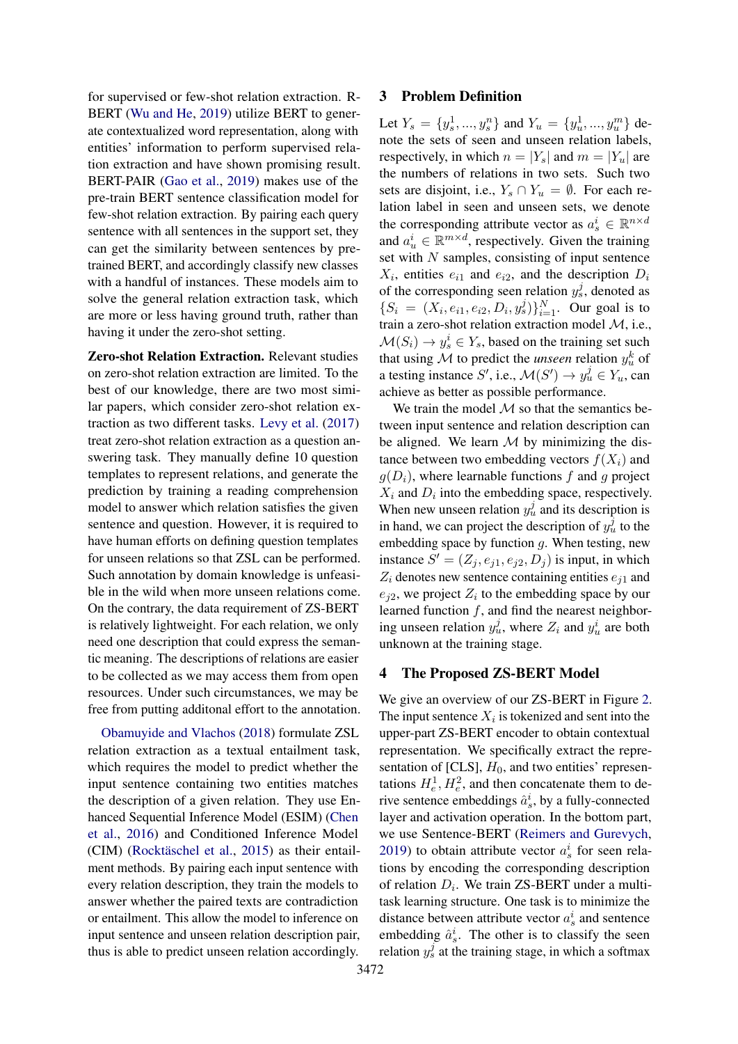for supervised or few-shot relation extraction. R-BERT (Wu and He, 2019) utilize BERT to generate contextualized word representation, along with entities' information to perform supervised relation extraction and have shown promising result. BERT-PAIR (Gao et al., 2019) makes use of the pre-train BERT sentence classification model for few-shot relation extraction. By pairing each query sentence with all sentences in the support set, they can get the similarity between sentences by pre-trained BERT, and accordingly classify new classes with a handful of instances. These models aim to solve the general relation extraction task, which are more or less having ground truth, rather than having it under the zero-shot setting.

**Zero-shot Relation Extraction.** Relevant studies on zero-shot relation extraction are limited. To the best of our knowledge, there are two most similar papers, which consider zero-shot relation extraction as two different tasks. Levy et al. (2017) treat zero-shot relation extraction as a question answering task. They manually define 10 question templates to represent relations, and generate the prediction by training a reading comprehension model to answer which relation satisfies the given sentence and question. However, it is required to have human efforts on defining question templates for unseen relations so that ZSL can be performed. Such annotation by domain knowledge is unfeasible in the wild when more unseen relations come. On the contrary, the data requirement of ZS-BERT is relatively lightweight. For each relation, we only need one description that could express the semantic meaning. The descriptions of relations are easier to be collected as we may access them from open resources. Under such circumstances, we may be free from putting additonal effort to the annotation.

Obamuyide and Vlachos (2018) formulate ZSL relation extraction as a textual entailment task, which requires the model to predict whether the input sentence containing two entities matches the description of a given relation. They use Enhanced Sequential Inference Model (ESIM) (Chen et al., 2016) and Conditioned Inference Model (CIM) (Rocktäschel et al., 2015) as their entailment methods. By pairing each input sentence with every relation description, they train the models to answer whether the paired texts are contradiction or entailment. This allow the model to inference on input sentence and unseen relation description pair, thus is able to predict unseen relation accordingly.

## 3 Problem Definition

Let $Y_s = \{y_s^1, ..., y_s^n\}$ and $Y_u = \{y_u^1, ..., y_u^m\}$ denote the sets of seen and unseen relation labels, respectively, in which $n = |Y_s|$ and $m = |Y_u|$ are the numbers of relations in two sets. Such two sets are disjoint, i.e., $Y_s \cap Y_u = \emptyset$. For each relation label in seen and unseen sets, we denote the corresponding attribute vector as $a_s^i \in \mathbb{R}^{n \times d}$ and $a_u^i \in \mathbb{R}^{m \times d}$, respectively. Given the training set with $N$ samples, consisting of input sentence $X_i$, entities $e_{i1}$ and $e_{i2}$, and the description $D_i$ of the corresponding seen relation $y_s^j$, denoted as $\{S_i = (X_i, e_{i1}, e_{i2}, D_i, y_s^j)\}_{i=1}^N$. Our goal is to train a zero-shot relation extraction model $\mathcal{M}$, i.e., $\mathcal{M}(S_i) \rightarrow y_s^i \in Y_s$, based on the training set such that using $\mathcal{M}$ to predict the *unseen* relation $y_u^k$ of a testing instance $S'$, i.e., $\mathcal{M}(S') \rightarrow y_u^j \in Y_u$, can achieve as better as possible performance.

We train the model $\mathcal{M}$ so that the semantics between input sentence and relation description can be aligned. We learn $\mathcal{M}$ by minimizing the distance between two embedding vectors $f(X_i)$ and $g(D_i)$, where learnable functions $f$ and $g$ project $X_i$ and $D_i$ into the embedding space, respectively. When new unseen relation $y_u^j$ and its description is in hand, we can project the description of $y_u^j$ to the embedding space by function $g$. When testing, new instance $S' = (Z_j, e_{j1}, e_{j2}, D_j)$ is input, in which $Z_i$ denotes new sentence containing entities $e_{j1}$ and $e_{j2}$, we project $Z_i$ to the embedding space by our learned function $f$, and find the nearest neighboring unseen relation $y_u^j$, where $Z_i$ and $y_u^i$ are both unknown at the training stage.

## 4 The Proposed ZS-BERT Model

We give an overview of our ZS-BERT in Figure 2. The input sentence $X_i$ is tokenized and sent into the upper-part ZS-BERT encoder to obtain contextual representation. We specifically extract the representation of [CLS], $H_0$, and two entities' representations $H_e^1, H_e^2$, and then concatenate them to derive sentence embeddings $\hat{a}_s^i$, by a fully-connected layer and activation operation. In the bottom part, we use Sentence-BERT (Reimers and Gurevych, 2019) to obtain attribute vector $a_s^i$ for seen relations by encoding the corresponding description of relation $D_i$. We train ZS-BERT under a multi-task learning structure. One task is to minimize the distance between attribute vector $a_s^i$ and sentence embedding $\hat{a}_s^i$. The other is to classify the seen relation $y_s^j$ at the training stage, in which a softmax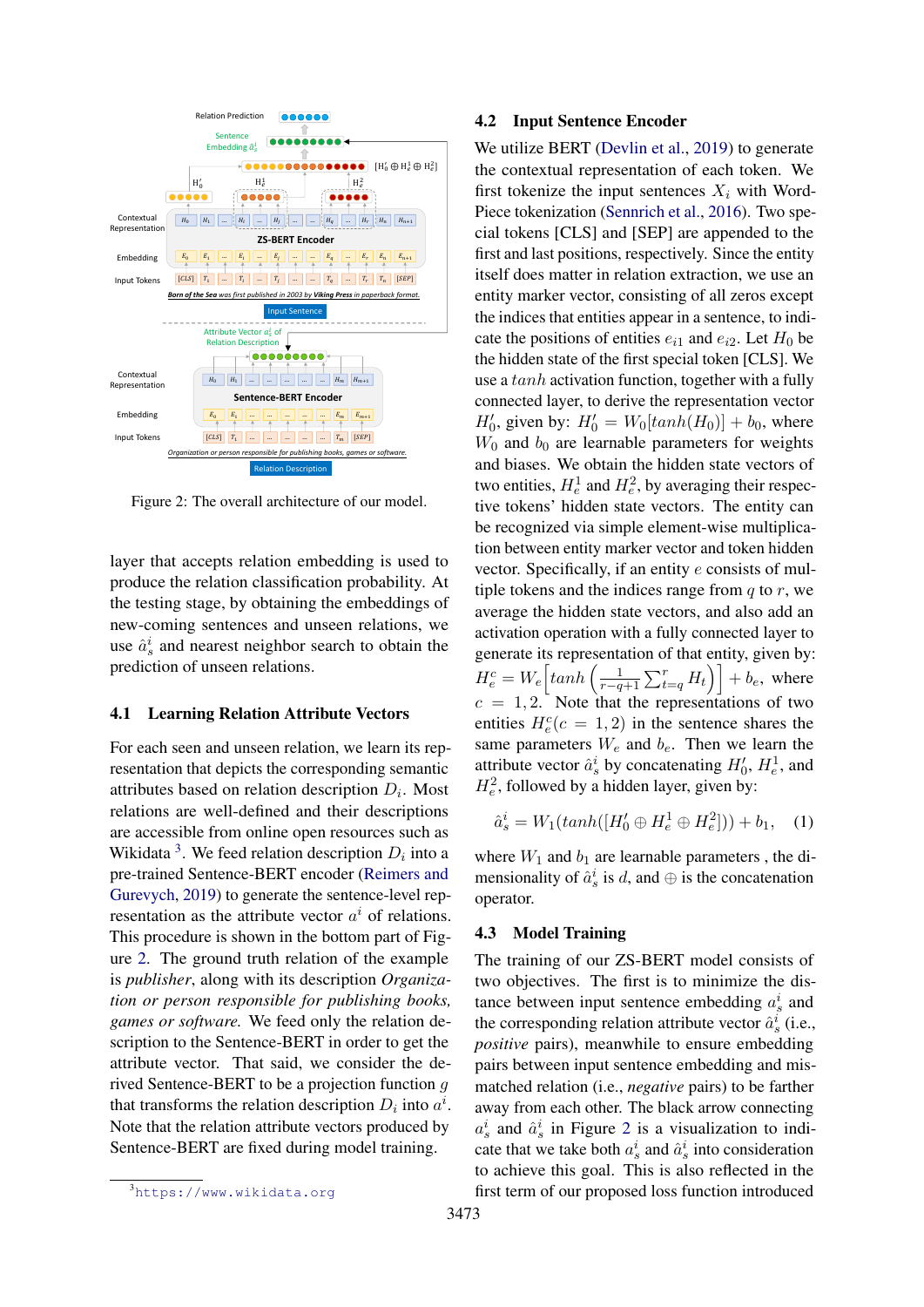Figure 2: The overall architecture of our model.

layer that accepts relation embedding is used to produce the relation classification probability. At the testing stage, by obtaining the embeddings of new-coming sentences and unseen relations, we use $\hat{a}_s^i$ and nearest neighbor search to obtain the prediction of unseen relations.

### 4.1 Learning Relation Attribute Vectors

For each seen and unseen relation, we learn its representation that depicts the corresponding semantic attributes based on relation description $D_i$. Most relations are well-defined and their descriptions are accessible from online open resources such as Wikidata [3]. We feed relation description $D_i$ into a pre-trained Sentence-BERT encoder (Reimers and Gurevych, 2019) to generate the sentence-level representation as the attribute vector $a^i$ of relations. This procedure is shown in the bottom part of Figure 2. The ground truth relation of the example is *publisher*, along with its description *Organization or person responsible for publishing books, games or software.* We feed only the relation description to the Sentence-BERT in order to get the attribute vector. That said, we consider the derived Sentence-BERT to be a projection function $g$ that transforms the relation description $D_i$ into $a^i$. Note that the relation attribute vectors produced by Sentence-BERT are fixed during model training.

[3] https://www.wikidata.org

### 4.2 Input Sentence Encoder

We utilize BERT (Devlin et al., 2019) to generate the contextual representation of each token. We first tokenize the input sentences $X_i$ with WordPiece tokenization (Sennrich et al., 2016). Two special tokens [CLS] and [SEP] are appended to the first and last positions, respectively. Since the entity itself does matter in relation extraction, we use an entity marker vector, consisting of all zeros except the indices that entities appear in a sentence, to indicate the positions of entities $e_{i1}$ and $e_{i2}$. Let $H_0$ be the hidden state of the first special token [CLS]. We use a $tanh$ activation function, together with a fully connected layer, to derive the representation vector $H'_0$, given by: $H'_0 = W_0[tanh(H_0)] + b_0$, where $W_0$ and $b_0$ are learnable parameters for weights and biases. We obtain the hidden state vectors of two entities, $H_e^1$ and $H_e^2$, by averaging their respective tokens' hidden state vectors. The entity can be recognized via simple element-wise multiplication between entity marker vector and token hidden vector. Specifically, if an entity $e$ consists of multiple tokens and the indices range from $q$ to $r$, we average the hidden state vectors, and also add an activation operation with a fully connected layer to generate its representation of that entity, given by: $H_e^c = W_e\left[tanh\left(\frac{1}{r-q+1}\sum_{t=q}^{r} H_t\right)\right] + b_e$, where $c = 1, 2$. Note that the representations of two entities $H_e^c(c = 1, 2)$ in the sentence shares the same parameters $W_e$ and $b_e$. Then we learn the attribute vector $\hat{a}_s^i$ by concatenating $H'_0$, $H_e^1$, and $H_e^2$, followed by a hidden layer, given by:

$$\hat{a}_s^i = W_1(tanh([H'_0 \oplus H_e^1 \oplus H_e^2])) + b_1, \quad (1)$$

where $W_1$ and $b_1$ are learnable parameters , the dimensionality of $\hat{a}_s^i$ is $d$, and $\oplus$ is the concatenation operator.

### 4.3 Model Training

The training of our ZS-BERT model consists of two objectives. The first is to minimize the distance between input sentence embedding $a_s^i$ and the corresponding relation attribute vector $\hat{a}_s^i$ (i.e., *positive* pairs), meanwhile to ensure embedding pairs between input sentence embedding and mismatched relation (i.e., *negative* pairs) to be farther away from each other. The black arrow connecting $a_s^i$ and $\hat{a}_s^i$ in Figure 2 is a visualization to indicate that we take both $a_s^i$ and $\hat{a}_s^i$ into consideration to achieve this goal. This is also reflected in the first term of our proposed loss function introduced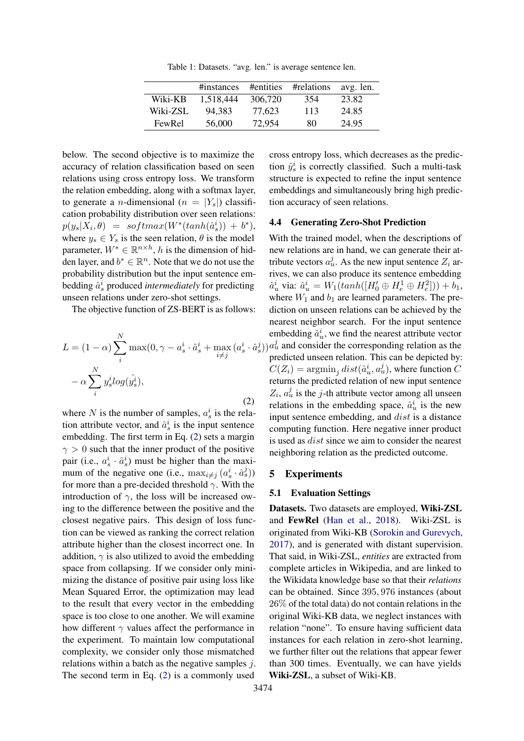Table 1: Datasets. “avg. len.” is average sentence len.

| | #instances | #entities | #relations | avg. len. |
|---|---|---|---|---|
| Wiki-KB | 1,518,444 | 306,720 | 354 | 23.82 |
| Wiki-ZSL | 94,383 | 77,623 | 113 | 24.85 |
| FewRel | 56,000 | 72,954 | 80 | 24.95 |

below. The second objective is to maximize the accuracy of relation classification based on seen relations using cross entropy loss. We transform the relation embedding, along with a softmax layer, to generate a $n$-dimensional ($n = |Y_s|$) classification probability distribution over seen relations: $p(y_s|X_i, \theta) = softmax(W^*(tanh(\hat{a}_s^i)) + b^*)$, where $y_s \in Y_s$ is the seen relation, $\theta$ is the model parameter, $W^* \in \mathbb{R}^{n \times h}$, $h$ is the dimension of hidden layer, and $b^* \in \mathbb{R}^n$. Note that we do not use the probability distribution but the input sentence embedding $\hat{a}_s^i$ produced *intermediately* for predicting unseen relations under zero-shot settings.

The objective function of ZS-BERT is as follows:

$$L = (1 - \alpha) \sum_i^N \max(0, \gamma - a_s^i \cdot \hat{a}_s^i + \max_{i \neq j} (a_s^i \cdot \hat{a}_s^j)) - \alpha \sum_i^N y_s^i log(\hat{y_s^i}), \tag{2}$$

where $N$ is the number of samples, $a_s^i$ is the relation attribute vector, and $\hat{a}_s^i$ is the input sentence embedding. The first term in Eq. (2) sets a margin $\gamma > 0$ such that the inner product of the positive pair (i.e., $a_s^i \cdot \hat{a}_s^i$) must be higher than the maximum of the negative one (i.e., $\max_{i \neq j} (a_s^i \cdot \hat{a}_s^j)$) for more than a pre-decided threshold $\gamma$. With the introduction of $\gamma$, the loss will be increased owing to the difference between the positive and the closest negative pairs. This design of loss function can be viewed as ranking the correct relation attribute higher than the closest incorrect one. In addition, $\gamma$ is also utilized to avoid the embedding space from collapsing. If we consider only minimizing the distance of positive pair using loss like Mean Squared Error, the optimization may lead to the result that every vector in the embedding space is too close to one another. We will examine how different $\gamma$ values affect the performance in the experiment. To maintain low computational complexity, we consider only those mismatched relations within a batch as the negative samples $j$. The second term in Eq. (2) is a commonly used cross entropy loss, which decreases as the prediction $\hat{y}_s^i$ is correctly classified. Such a multi-task structure is expected to refine the input sentence embeddings and simultaneously bring high prediction accuracy of seen relations.

### 4.4 Generating Zero-Shot Prediction

With the trained model, when the descriptions of new relations are in hand, we can generate their attribute vectors $a_u^j$. As the new input sentence $Z_i$ arrives, we can also produce its sentence embedding $\hat{a}_u^i$ via: $\hat{a}_u^i = W_1(tanh([H_0' \oplus H_e^1 \oplus H_e^2])) + b_1$, where $W_1$ and $b_1$ are learned parameters. The prediction on unseen relations can be achieved by the nearest neighbor search. For the input sentence embedding $\hat{a}_u^i$, we find the nearest attribute vector $a_u^j$ and consider the corresponding relation as the predicted unseen relation. This can be depicted by: $C(Z_i) = \text{argmin}_j \, dist(\hat{a}_u^i, a_u^j)$, where function $C$ returns the predicted relation of new input sentence $Z_i$, $a_u^j$ is the $j$-th attribute vector among all unseen relations in the embedding space, $\hat{a}_u^i$ is the new input sentence embedding, and $dist$ is a distance computing function. Here negative inner product is used as $dist$ since we aim to consider the nearest neighboring relation as the predicted outcome.

## 5 Experiments

### 5.1 Evaluation Settings

**Datasets.** Two datasets are employed, **Wiki-ZSL** and **FewRel** (Han et al., 2018). Wiki-ZSL is originated from Wiki-KB (Sorokin and Gurevych, 2017), and is generated with distant supervision. That said, in Wiki-ZSL, *entities* are extracted from complete articles in Wikipedia, and are linked to the Wikidata knowledge base so that their *relations* can be obtained. Since $395,976$ instances (about $26\%$ of the total data) do not contain relations in the original Wiki-KB data, we neglect instances with relation “none”. To ensure having sufficient data instances for each relation in zero-shot learning, we further filter out the relations that appear fewer than 300 times. Eventually, we can have yields **Wiki-ZSL**, a subset of Wiki-KB.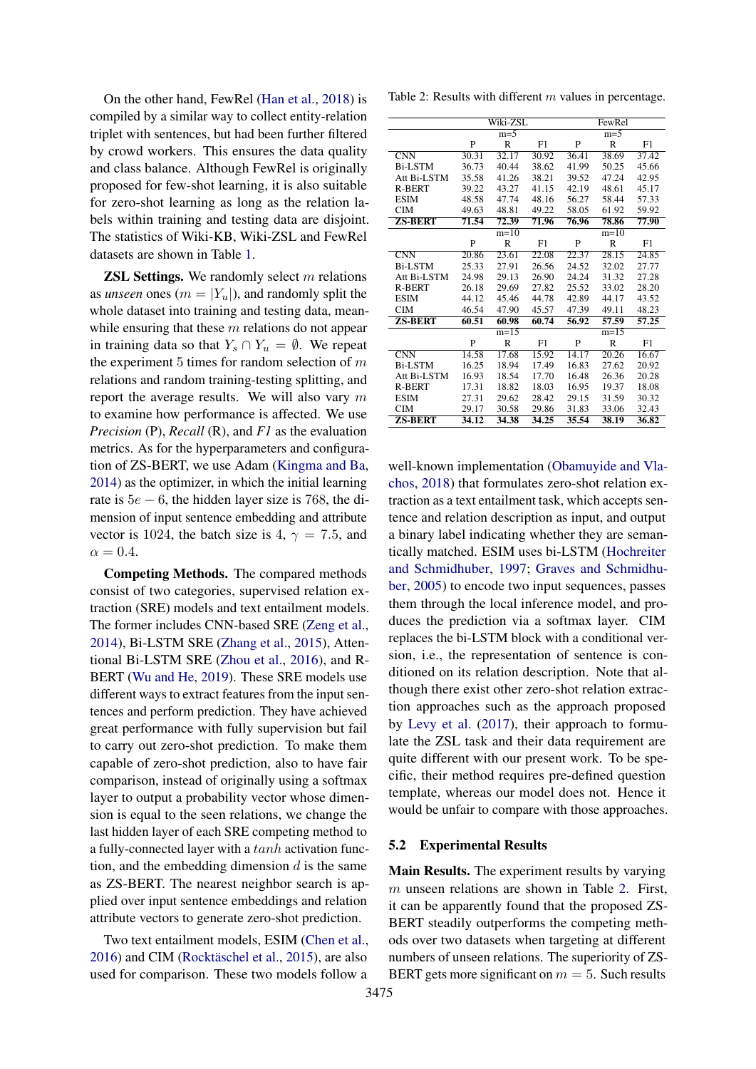On the other hand, FewRel (Han et al., 2018) is compiled by a similar way to collect entity-relation triplet with sentences, but had been further filtered by crowd workers. This ensures the data quality and class balance. Although FewRel is originally proposed for few-shot learning, it is also suitable for zero-shot learning as long as the relation labels within training and testing data are disjoint. The statistics of Wiki-KB, Wiki-ZSL and FewRel datasets are shown in Table 1.

**ZSL Settings.** We randomly select $m$ relations as *unseen* ones ($m = |Y_u|$), and randomly split the whole dataset into training and testing data, meanwhile ensuring that these $m$ relations do not appear in training data so that $Y_s \cap Y_u = \emptyset$. We repeat the experiment 5 times for random selection of $m$ relations and random training-testing splitting, and report the average results. We will also vary $m$ to examine how performance is affected. We use *Precision* (P), *Recall* (R), and *F1* as the evaluation metrics. As for the hyperparameters and configuration of ZS-BERT, we use Adam (Kingma and Ba, 2014) as the optimizer, in which the initial learning rate is $5e-6$, the hidden layer size is 768, the dimension of input sentence embedding and attribute vector is 1024, the batch size is 4, $\gamma = 7.5$, and $\alpha = 0.4$.

**Competing Methods.** The compared methods consist of two categories, supervised relation extraction (SRE) models and text entailment models. The former includes CNN-based SRE (Zeng et al., 2014), Bi-LSTM SRE (Zhang et al., 2015), Attentional Bi-LSTM SRE (Zhou et al., 2016), and R-BERT (Wu and He, 2019). These SRE models use different ways to extract features from the input sentences and perform prediction. They have achieved great performance with fully supervision but fail to carry out zero-shot prediction. To make them capable of zero-shot prediction, also to have fair comparison, instead of originally using a softmax layer to output a probability vector whose dimension is equal to the seen relations, we change the last hidden layer of each SRE competing method to a fully-connected layer with a $tanh$ activation function, and the embedding dimension $d$ is the same as ZS-BERT. The nearest neighbor search is applied over input sentence embeddings and relation attribute vectors to generate zero-shot prediction.

Two text entailment models, ESIM (Chen et al., 2016) and CIM (Rocktäschel et al., 2015), are also used for comparison. These two models follow a well-known implementation (Obamuyide and Vlachos, 2018) that formulates zero-shot relation extraction as a text entailment task, which accepts sentence and relation description as input, and output a binary label indicating whether they are semantically matched. ESIM uses bi-LSTM (Hochreiter and Schmidhuber, 1997; Graves and Schmidhuber, 2005) to encode two input sequences, passes them through the local inference model, and produces the prediction via a softmax layer. CIM replaces the bi-LSTM block with a conditional version, i.e., the representation of sentence is conditioned on its relation description. Note that although there exist other zero-shot relation extraction approaches such as the approach proposed by Levy et al. (2017), their approach to formulate the ZSL task and their data requirement are quite different with our present work. To be specific, their method requires pre-defined question template, whereas our model does not. Hence it would be unfair to compare with those approaches.

Table 2: Results with different $m$ values in percentage.

| | Wiki-ZSL | | | FewRel | | |
|---|---|---|---|---|---|---|
| | m=5 | | | m=5 | | |
| | P | R | F1 | P | R | F1 |
| CNN | 30.31 | 32.17 | 30.92 | 36.41 | 38.69 | 37.42 |
| Bi-LSTM | 36.73 | 40.44 | 38.62 | 41.99 | 50.25 | 45.66 |
| Att Bi-LSTM | 35.58 | 41.26 | 38.21 | 39.52 | 47.24 | 42.95 |
| R-BERT | 39.22 | 43.27 | 41.15 | 42.19 | 48.61 | 45.17 |
| ESIM | 48.58 | 47.74 | 48.16 | 56.27 | 58.44 | 57.33 |
| CIM | 49.63 | 48.81 | 49.22 | 58.05 | 61.92 | 59.92 |
| **ZS-BERT** | **71.54** | **72.39** | **71.96** | **76.96** | **78.86** | **77.90** |
| | m=10 | | | m=10 | | |
| | P | R | F1 | P | R | F1 |
| CNN | 20.86 | 23.61 | 22.08 | 22.37 | 28.15 | 24.85 |
| Bi-LSTM | 25.33 | 27.91 | 26.56 | 24.52 | 32.02 | 27.77 |
| Att Bi-LSTM | 24.98 | 29.13 | 26.90 | 24.24 | 31.32 | 27.28 |
| R-BERT | 26.18 | 29.69 | 27.82 | 25.52 | 33.02 | 28.20 |
| ESIM | 44.12 | 45.46 | 44.78 | 42.89 | 44.17 | 43.52 |
| CIM | 46.54 | 47.90 | 45.57 | 47.39 | 49.11 | 48.23 |
| **ZS-BERT** | **60.51** | **60.98** | **60.74** | **56.92** | **57.59** | **57.25** |
| | m=15 | | | m=15 | | |
| | P | R | F1 | P | R | F1 |
| CNN | 14.58 | 17.68 | 15.92 | 14.17 | 20.26 | 16.67 |
| Bi-LSTM | 16.25 | 18.94 | 17.49 | 16.83 | 27.62 | 20.92 |
| Att Bi-LSTM | 16.93 | 18.54 | 17.70 | 16.48 | 26.36 | 20.28 |
| R-BERT | 17.31 | 18.82 | 18.03 | 16.95 | 19.37 | 18.08 |
| ESIM | 27.31 | 29.62 | 28.42 | 29.15 | 31.59 | 30.32 |
| CIM | 29.17 | 30.58 | 29.86 | 31.83 | 33.06 | 32.43 |
| **ZS-BERT** | **34.12** | **34.38** | **34.25** | **35.54** | **38.19** | **36.82** |

## 5.2 Experimental Results

**Main Results.** The experiment results by varying $m$ unseen relations are shown in Table 2. First, it can be apparently found that the proposed ZS-BERT steadily outperforms the competing methods over two datasets when targeting at different numbers of unseen relations. The superiority of ZS-BERT gets more significant on $m = 5$. Such results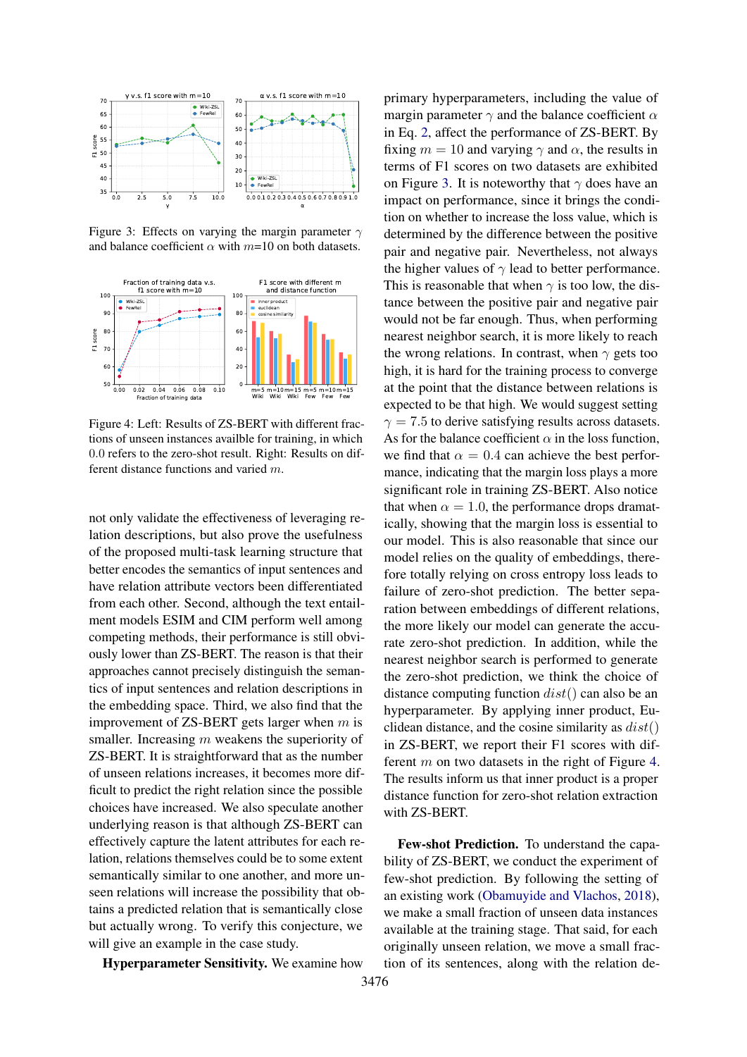Figure 3: Effects on varying the margin parameter $\gamma$ and balance coefficient $\alpha$ with $m$=10 on both datasets.

Figure 4: Left: Results of ZS-BERT with different fractions of unseen instances availble for training, in which 0.0 refers to the zero-shot result. Right: Results on different distance functions and varied $m$.

not only validate the effectiveness of leveraging relation descriptions, but also prove the usefulness of the proposed multi-task learning structure that better encodes the semantics of input sentences and have relation attribute vectors been differentiated from each other. Second, although the text entailment models ESIM and CIM perform well among competing methods, their performance is still obviously lower than ZS-BERT. The reason is that their approaches cannot precisely distinguish the semantics of input sentences and relation descriptions in the embedding space. Third, we also find that the improvement of ZS-BERT gets larger when $m$ is smaller. Increasing $m$ weakens the superiority of ZS-BERT. It is straightforward that as the number of unseen relations increases, it becomes more difficult to predict the right relation since the possible choices have increased. We also speculate another underlying reason is that although ZS-BERT can effectively capture the latent attributes for each relation, relations themselves could be to some extent semantically similar to one another, and more unseen relations will increase the possibility that obtains a predicted relation that is semantically close but actually wrong. To verify this conjecture, we will give an example in the case study.

**Hyperparameter Sensitivity.** We examine how primary hyperparameters, including the value of margin parameter $\gamma$ and the balance coefficient $\alpha$ in Eq. 2, affect the performance of ZS-BERT. By fixing $m = 10$ and varying $\gamma$ and $\alpha$, the results in terms of F1 scores on two datasets are exhibited on Figure 3. It is noteworthy that $\gamma$ does have an impact on performance, since it brings the condition on whether to increase the loss value, which is determined by the difference between the positive pair and negative pair. Nevertheless, not always the higher values of $\gamma$ lead to better performance. This is reasonable that when $\gamma$ is too low, the distance between the positive pair and negative pair would not be far enough. Thus, when performing nearest neighbor search, it is more likely to reach the wrong relations. In contrast, when $\gamma$ gets too high, it is hard for the training process to converge at the point that the distance between relations is expected to be that high. We would suggest setting $\gamma = 7.5$ to derive satisfying results across datasets. As for the balance coefficient $\alpha$ in the loss function, we find that $\alpha = 0.4$ can achieve the best performance, indicating that the margin loss plays a more significant role in training ZS-BERT. Also notice that when $\alpha = 1.0$, the performance drops dramatically, showing that the margin loss is essential to our model. This is also reasonable that since our model relies on the quality of embeddings, therefore totally relying on cross entropy loss leads to failure of zero-shot prediction. The better separation between embeddings of different relations, the more likely our model can generate the accurate zero-shot prediction. In addition, while the nearest neighbor search is performed to generate the zero-shot prediction, we think the choice of distance computing function $dist()$ can also be an hyperparameter. By applying inner product, Euclidean distance, and the cosine similarity as $dist()$ in ZS-BERT, we report their F1 scores with different $m$ on two datasets in the right of Figure 4. The results inform us that inner product is a proper distance function for zero-shot relation extraction with ZS-BERT.

**Few-shot Prediction.** To understand the capability of ZS-BERT, we conduct the experiment of few-shot prediction. By following the setting of an existing work (Obamuyide and Vlachos, 2018), we make a small fraction of unseen data instances available at the training stage. That said, for each originally unseen relation, we move a small fraction of its sentences, along with the relation de-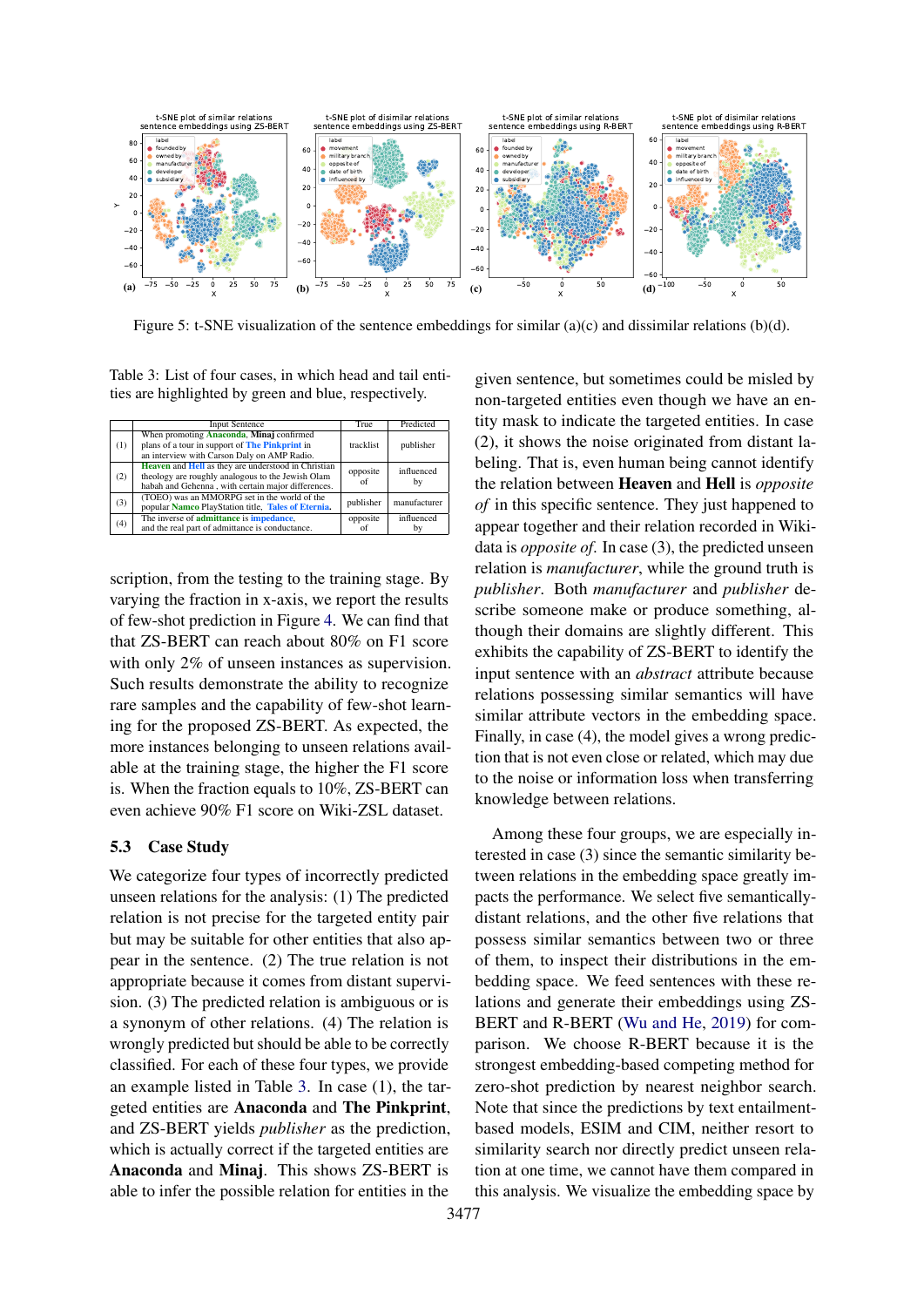Figure 5: t-SNE visualization of the sentence embeddings for similar (a)(c) and dissimilar relations (b)(d).

Table 3: List of four cases, in which head and tail entities are highlighted by green and blue, respectively.

| | Input Sentence | True | Predicted |
|---|---|---|---|
| (1) | When promoting **Anaconda**, **Minaj** confirmed plans of a tour in support of **The Pinkprint** in an interview with Carson Daly on AMP Radio. | tracklist | publisher |
| (2) | **Heaven** and **Hell** as they are understood in Christian theology are roughly analogous to the Jewish Olam habah and Gehenna , with certain major differences. | opposite of | influenced by |
| (3) | (TOEO) was an MMORPG set in the world of the popular **Namco** PlayStation title, **Tales of Eternia**. | publisher | manufacturer |
| (4) | The inverse of **admittance** is **impedance**, and the real part of admittance is conductance. | opposite of | influenced by |

scription, from the testing to the training stage. By varying the fraction in x-axis, we report the results of few-shot prediction in Figure 4. We can find that that ZS-BERT can reach about 80% on F1 score with only 2% of unseen instances as supervision. Such results demonstrate the ability to recognize rare samples and the capability of few-shot learning for the proposed ZS-BERT. As expected, the more instances belonging to unseen relations available at the training stage, the higher the F1 score is. When the fraction equals to 10%, ZS-BERT can even achieve 90% F1 score on Wiki-ZSL dataset.

### 5.3 Case Study

We categorize four types of incorrectly predicted unseen relations for the analysis: (1) The predicted relation is not precise for the targeted entity pair but may be suitable for other entities that also appear in the sentence. (2) The true relation is not appropriate because it comes from distant supervision. (3) The predicted relation is ambiguous or is a synonym of other relations. (4) The relation is wrongly predicted but should be able to be correctly classified. For each of these four types, we provide an example listed in Table 3. In case (1), the targeted entities are **Anaconda** and **The Pinkprint**, and ZS-BERT yields *publisher* as the prediction, which is actually correct if the targeted entities are **Anaconda** and **Minaj**. This shows ZS-BERT is able to infer the possible relation for entities in the given sentence, but sometimes could be misled by non-targeted entities even though we have an entity mask to indicate the targeted entities. In case (2), it shows the noise originated from distant labeling. That is, even human being cannot identify the relation between **Heaven** and **Hell** is *opposite of* in this specific sentence. They just happened to appear together and their relation recorded in Wikidata is *opposite of*. In case (3), the predicted unseen relation is *manufacturer*, while the ground truth is *publisher*. Both *manufacturer* and *publisher* describe someone make or produce something, although their domains are slightly different. This exhibits the capability of ZS-BERT to identify the input sentence with an *abstract* attribute because relations possessing similar semantics will have similar attribute vectors in the embedding space. Finally, in case (4), the model gives a wrong prediction that is not even close or related, which may due to the noise or information loss when transferring knowledge between relations.

Among these four groups, we are especially interested in case (3) since the semantic similarity between relations in the embedding space greatly impacts the performance. We select five semantically-distant relations, and the other five relations that possess similar semantics between two or three of them, to inspect their distributions in the embedding space. We feed sentences with these relations and generate their embeddings using ZS-BERT and R-BERT (Wu and He, 2019) for comparison. We choose R-BERT because it is the strongest embedding-based competing method for zero-shot prediction by nearest neighbor search. Note that since the predictions by text entailment-based models, ESIM and CIM, neither resort to similarity search nor directly predict unseen relation at one time, we cannot have them compared in this analysis. We visualize the embedding space by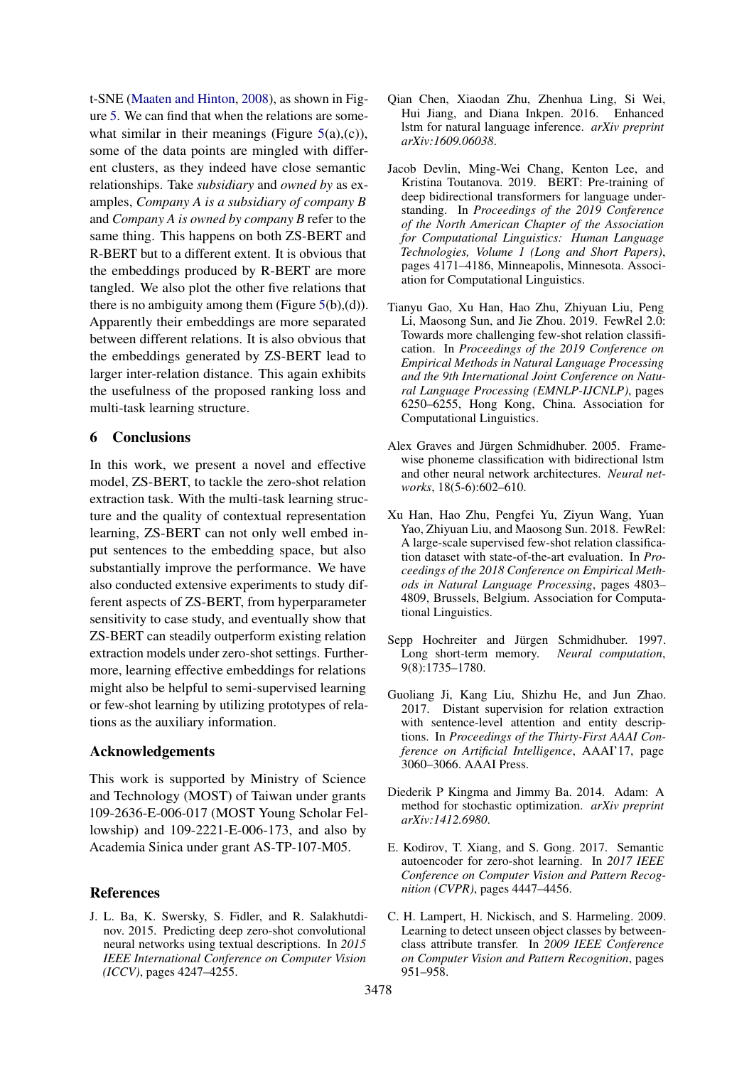t-SNE (Maaten and Hinton, 2008), as shown in Figure 5. We can find that when the relations are somewhat similar in their meanings (Figure 5(a),(c)), some of the data points are mingled with different clusters, as they indeed have close semantic relationships. Take *subsidiary* and *owned by* as examples, *Company A is a subsidiary of company B* and *Company A is owned by company B* refer to the same thing. This happens on both ZS-BERT and R-BERT but to a different extent. It is obvious that the embeddings produced by R-BERT are more tangled. We also plot the other five relations that there is no ambiguity among them (Figure 5(b),(d)). Apparently their embeddings are more separated between different relations. It is also obvious that the embeddings generated by ZS-BERT lead to larger inter-relation distance. This again exhibits the usefulness of the proposed ranking loss and multi-task learning structure.

## 6 Conclusions

In this work, we present a novel and effective model, ZS-BERT, to tackle the zero-shot relation extraction task. With the multi-task learning structure and the quality of contextual representation learning, ZS-BERT can not only well embed input sentences to the embedding space, but also substantially improve the performance. We have also conducted extensive experiments to study different aspects of ZS-BERT, from hyperparameter sensitivity to case study, and eventually show that ZS-BERT can steadily outperform existing relation extraction models under zero-shot settings. Furthermore, learning effective embeddings for relations might also be helpful to semi-supervised learning or few-shot learning by utilizing prototypes of relations as the auxiliary information.

## Acknowledgements

This work is supported by Ministry of Science and Technology (MOST) of Taiwan under grants 109-2636-E-006-017 (MOST Young Scholar Fellowship) and 109-2221-E-006-173, and also by Academia Sinica under grant AS-TP-107-M05.

## References

J. L. Ba, K. Swersky, S. Fidler, and R. Salakhutdinov. 2015. Predicting deep zero-shot convolutional neural networks using textual descriptions. In *2015 IEEE International Conference on Computer Vision (ICCV)*, pages 4247–4255.

Qian Chen, Xiaodan Zhu, Zhenhua Ling, Si Wei, Hui Jiang, and Diana Inkpen. 2016. Enhanced lstm for natural language inference. *arXiv preprint arXiv:1609.06038*.

Jacob Devlin, Ming-Wei Chang, Kenton Lee, and Kristina Toutanova. 2019. BERT: Pre-training of deep bidirectional transformers for language understanding. In *Proceedings of the 2019 Conference of the North American Chapter of the Association for Computational Linguistics: Human Language Technologies, Volume 1 (Long and Short Papers)*, pages 4171–4186, Minneapolis, Minnesota. Association for Computational Linguistics.

Tianyu Gao, Xu Han, Hao Zhu, Zhiyuan Liu, Peng Li, Maosong Sun, and Jie Zhou. 2019. FewRel 2.0: Towards more challenging few-shot relation classification. In *Proceedings of the 2019 Conference on Empirical Methods in Natural Language Processing and the 9th International Joint Conference on Natural Language Processing (EMNLP-IJCNLP)*, pages 6250–6255, Hong Kong, China. Association for Computational Linguistics.

Alex Graves and Jürgen Schmidhuber. 2005. Framewise phoneme classification with bidirectional lstm and other neural network architectures. *Neural networks*, 18(5-6):602–610.

Xu Han, Hao Zhu, Pengfei Yu, Ziyun Wang, Yuan Yao, Zhiyuan Liu, and Maosong Sun. 2018. FewRel: A large-scale supervised few-shot relation classification dataset with state-of-the-art evaluation. In *Proceedings of the 2018 Conference on Empirical Methods in Natural Language Processing*, pages 4803–4809, Brussels, Belgium. Association for Computational Linguistics.

Sepp Hochreiter and Jürgen Schmidhuber. 1997. Long short-term memory. *Neural computation*, 9(8):1735–1780.

Guoliang Ji, Kang Liu, Shizhu He, and Jun Zhao. 2017. Distant supervision for relation extraction with sentence-level attention and entity descriptions. In *Proceedings of the Thirty-First AAAI Conference on Artificial Intelligence*, AAAI'17, page 3060–3066. AAAI Press.

Diederik P Kingma and Jimmy Ba. 2014. Adam: A method for stochastic optimization. *arXiv preprint arXiv:1412.6980*.

E. Kodirov, T. Xiang, and S. Gong. 2017. Semantic autoencoder for zero-shot learning. In *2017 IEEE Conference on Computer Vision and Pattern Recognition (CVPR)*, pages 4447–4456.

C. H. Lampert, H. Nickisch, and S. Harmeling. 2009. Learning to detect unseen object classes by between-class attribute transfer. In *2009 IEEE Conference on Computer Vision and Pattern Recognition*, pages 951–958.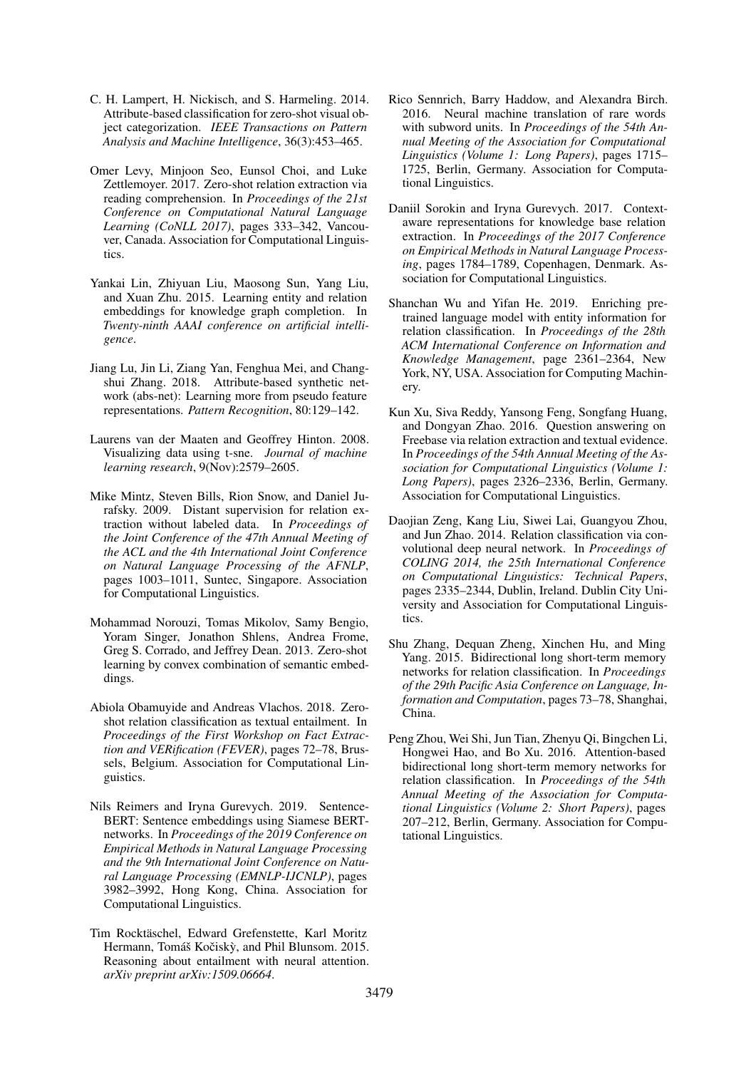C. H. Lampert, H. Nickisch, and S. Harmeling. 2014. Attribute-based classification for zero-shot visual object categorization. *IEEE Transactions on Pattern Analysis and Machine Intelligence*, 36(3):453–465.

Omer Levy, Minjoon Seo, Eunsol Choi, and Luke Zettlemoyer. 2017. Zero-shot relation extraction via reading comprehension. In *Proceedings of the 21st Conference on Computational Natural Language Learning (CoNLL 2017)*, pages 333–342, Vancouver, Canada. Association for Computational Linguistics.

Yankai Lin, Zhiyuan Liu, Maosong Sun, Yang Liu, and Xuan Zhu. 2015. Learning entity and relation embeddings for knowledge graph completion. In *Twenty-ninth AAAI conference on artificial intelligence*.

Jiang Lu, Jin Li, Ziang Yan, Fenghua Mei, and Changshui Zhang. 2018. Attribute-based synthetic network (abs-net): Learning more from pseudo feature representations. *Pattern Recognition*, 80:129–142.

Laurens van der Maaten and Geoffrey Hinton. 2008. Visualizing data using t-sne. *Journal of machine learning research*, 9(Nov):2579–2605.

Mike Mintz, Steven Bills, Rion Snow, and Daniel Jurafsky. 2009. Distant supervision for relation extraction without labeled data. In *Proceedings of the Joint Conference of the 47th Annual Meeting of the ACL and the 4th International Joint Conference on Natural Language Processing of the AFNLP*, pages 1003–1011, Suntec, Singapore. Association for Computational Linguistics.

Mohammad Norouzi, Tomas Mikolov, Samy Bengio, Yoram Singer, Jonathon Shlens, Andrea Frome, Greg S. Corrado, and Jeffrey Dean. 2013. Zero-shot learning by convex combination of semantic embeddings.

Abiola Obamuyide and Andreas Vlachos. 2018. Zero-shot relation classification as textual entailment. In *Proceedings of the First Workshop on Fact Extraction and VERification (FEVER)*, pages 72–78, Brussels, Belgium. Association for Computational Linguistics.

Nils Reimers and Iryna Gurevych. 2019. Sentence-BERT: Sentence embeddings using Siamese BERT-networks. In *Proceedings of the 2019 Conference on Empirical Methods in Natural Language Processing and the 9th International Joint Conference on Natural Language Processing (EMNLP-IJCNLP)*, pages 3982–3992, Hong Kong, China. Association for Computational Linguistics.

Tim Rocktäschel, Edward Grefenstette, Karl Moritz Hermann, Tomáš Kočiskỳ, and Phil Blunsom. 2015. Reasoning about entailment with neural attention. *arXiv preprint arXiv:1509.06664*.

Rico Sennrich, Barry Haddow, and Alexandra Birch. 2016. Neural machine translation of rare words with subword units. In *Proceedings of the 54th Annual Meeting of the Association for Computational Linguistics (Volume 1: Long Papers)*, pages 1715–1725, Berlin, Germany. Association for Computational Linguistics.

Daniil Sorokin and Iryna Gurevych. 2017. Context-aware representations for knowledge base relation extraction. In *Proceedings of the 2017 Conference on Empirical Methods in Natural Language Processing*, pages 1784–1789, Copenhagen, Denmark. Association for Computational Linguistics.

Shanchan Wu and Yifan He. 2019. Enriching pre-trained language model with entity information for relation classification. In *Proceedings of the 28th ACM International Conference on Information and Knowledge Management*, page 2361–2364, New York, NY, USA. Association for Computing Machinery.

Kun Xu, Siva Reddy, Yansong Feng, Songfang Huang, and Dongyan Zhao. 2016. Question answering on Freebase via relation extraction and textual evidence. In *Proceedings of the 54th Annual Meeting of the Association for Computational Linguistics (Volume 1: Long Papers)*, pages 2326–2336, Berlin, Germany. Association for Computational Linguistics.

Daojian Zeng, Kang Liu, Siwei Lai, Guangyou Zhou, and Jun Zhao. 2014. Relation classification via convolutional deep neural network. In *Proceedings of COLING 2014, the 25th International Conference on Computational Linguistics: Technical Papers*, pages 2335–2344, Dublin, Ireland. Dublin City University and Association for Computational Linguistics.

Shu Zhang, Dequan Zheng, Xinchen Hu, and Ming Yang. 2015. Bidirectional long short-term memory networks for relation classification. In *Proceedings of the 29th Pacific Asia Conference on Language, Information and Computation*, pages 73–78, Shanghai, China.

Peng Zhou, Wei Shi, Jun Tian, Zhenyu Qi, Bingchen Li, Hongwei Hao, and Bo Xu. 2016. Attention-based bidirectional long short-term memory networks for relation classification. In *Proceedings of the 54th Annual Meeting of the Association for Computational Linguistics (Volume 2: Short Papers)*, pages 207–212, Berlin, Germany. Association for Computational Linguistics.